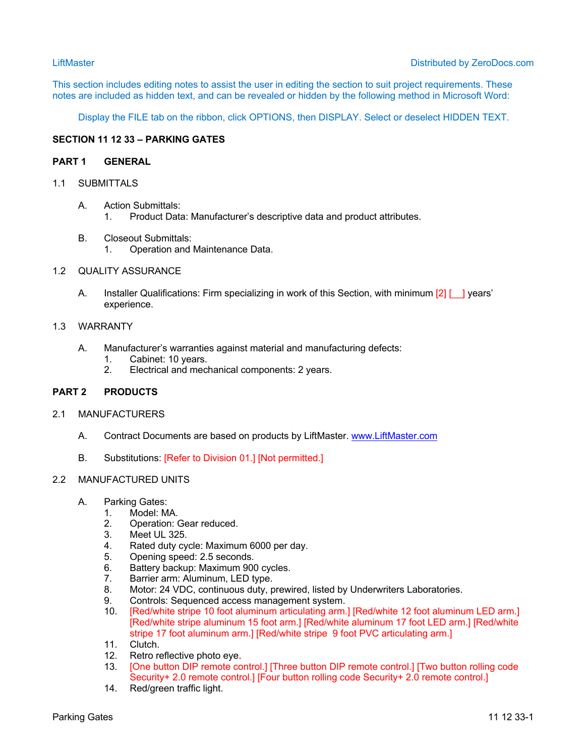This section includes editing notes to assist the user in editing the section to suit project requirements. These notes are included as hidden text, and can be revealed or hidden by the following method in Microsoft Word:

Display the FILE tab on the ribbon, click OPTIONS, then DISPLAY. Select or deselect HIDDEN TEXT.

# SECTION 11 12 33 – PARKING GATES

## PART 1 GENERAL

### 1.1 SUBMITTALS

A. Action Submittals:
   1. Product Data: Manufacturer's descriptive data and product attributes.

B. Closeout Submittals:
   1. Operation and Maintenance Data.

### 1.2 QUALITY ASSURANCE

A. Installer Qualifications: Firm specializing in work of this Section, with minimum [2] [__] years' experience.

### 1.3 WARRANTY

A. Manufacturer's warranties against material and manufacturing defects:
   1. Cabinet: 10 years.
   2. Electrical and mechanical components: 2 years.

## PART 2 PRODUCTS

### 2.1 MANUFACTURERS

A. Contract Documents are based on products by LiftMaster. www.LiftMaster.com

B. Substitutions: [Refer to Division 01.] [Not permitted.]

### 2.2 MANUFACTURED UNITS

A. Parking Gates:
   1. Model: MA.
   2. Operation: Gear reduced.
   3. Meet UL 325.
   4. Rated duty cycle: Maximum 6000 per day.
   5. Opening speed: 2.5 seconds.
   6. Battery backup: Maximum 900 cycles.
   7. Barrier arm: Aluminum, LED type.
   8. Motor: 24 VDC, continuous duty, prewired, listed by Underwriters Laboratories.
   9. Controls: Sequenced access management system.
   10. [Red/white stripe 10 foot aluminum articulating arm.] [Red/white 12 foot aluminum LED arm.] [Red/white stripe aluminum 15 foot arm.] [Red/white aluminum 17 foot LED arm.] [Red/white stripe 17 foot aluminum arm.] [Red/white stripe 9 foot PVC articulating arm.]
   11. Clutch.
   12. Retro reflective photo eye.
   13. [One button DIP remote control.] [Three button DIP remote control.] [Two button rolling code Security+ 2.0 remote control.] [Four button rolling code Security+ 2.0 remote control.]
   14. Red/green traffic light.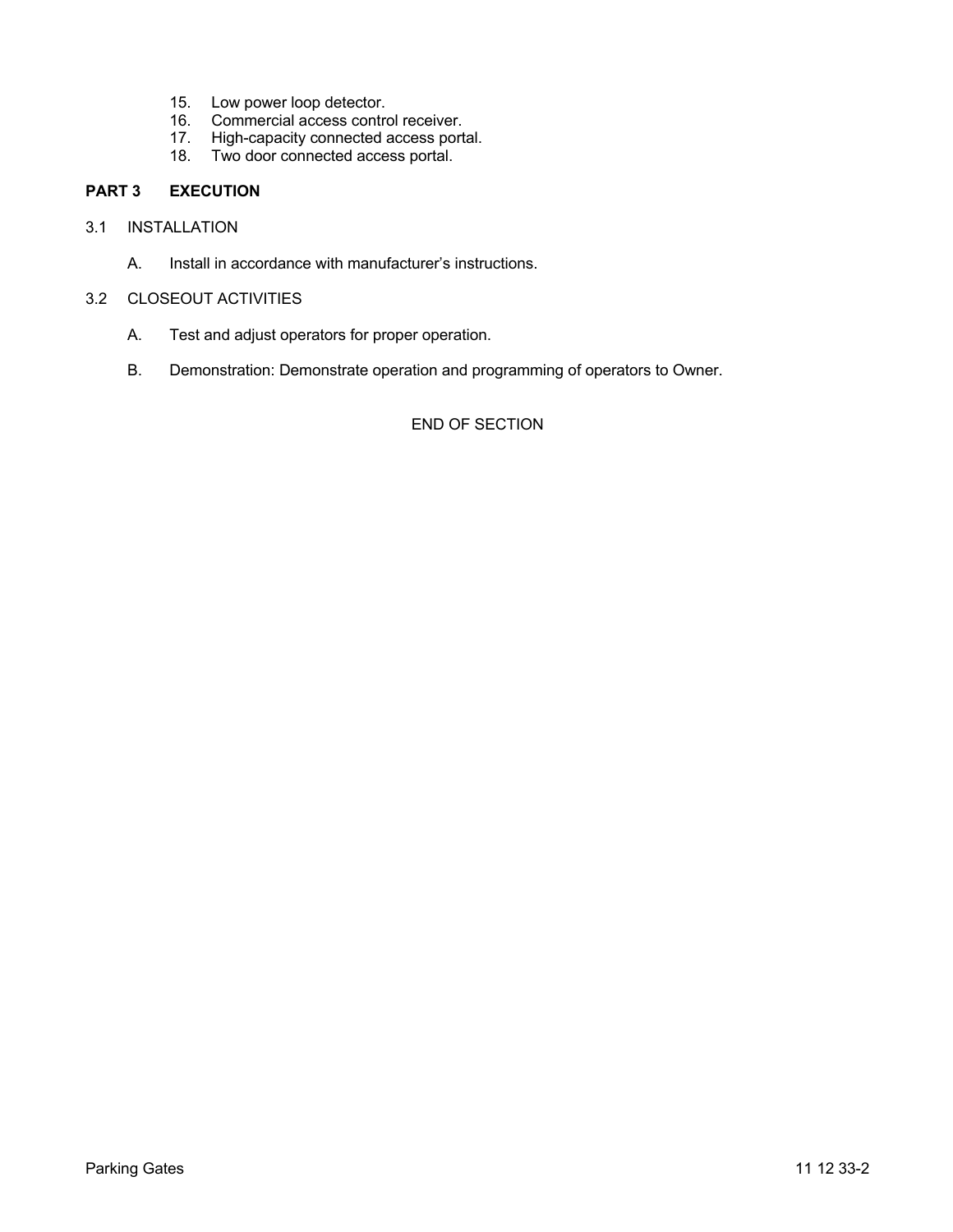15. Low power loop detector.
16. Commercial access control receiver.
17. High-capacity connected access portal.
18. Two door connected access portal.

## PART 3 EXECUTION

### 3.1 INSTALLATION

A. Install in accordance with manufacturer’s instructions.

### 3.2 CLOSEOUT ACTIVITIES

A. Test and adjust operators for proper operation.

B. Demonstration: Demonstrate operation and programming of operators to Owner.

END OF SECTION